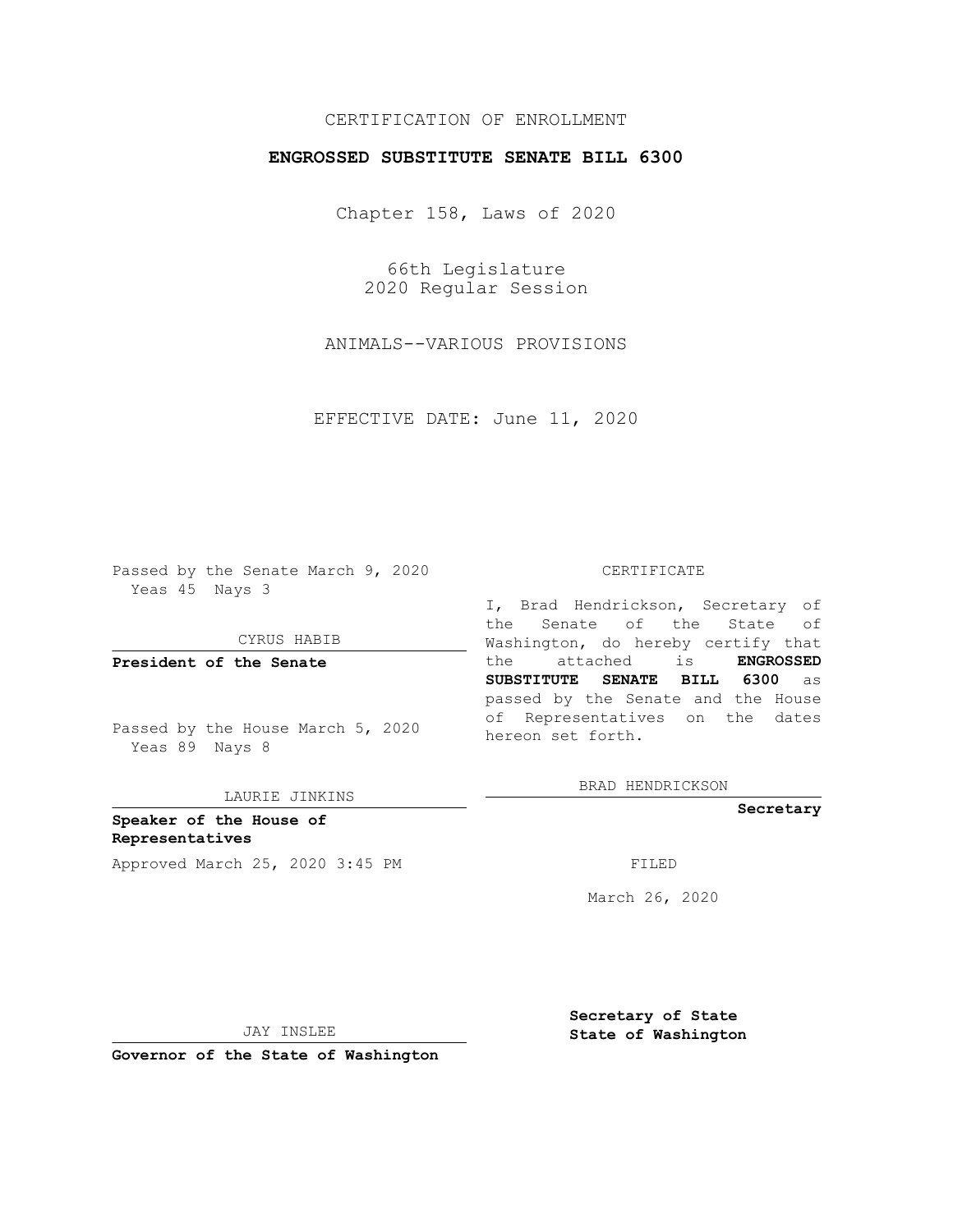CERTIFICATION OF ENROLLMENT

**ENGROSSED SUBSTITUTE SENATE BILL 6300**

Chapter 158, Laws of 2020

66th Legislature
2020 Regular Session

ANIMALS--VARIOUS PROVISIONS

EFFECTIVE DATE: June 11, 2020

Passed by the Senate March 9, 2020
Yeas 45 Nays 3

CYRUS HABIB

**President of the Senate**

Passed by the House March 5, 2020
Yeas 89 Nays 8

LAURIE JINKINS

**Speaker of the House of Representatives**

Approved March 25, 2020 3:45 PM

JAY INSLEE

**Governor of the State of Washington**

CERTIFICATE

I, Brad Hendrickson, Secretary of the Senate of the State of Washington, do hereby certify that the attached is **ENGROSSED SUBSTITUTE SENATE BILL 6300** as passed by the Senate and the House of Representatives on the dates hereon set forth.

BRAD HENDRICKSON

**Secretary**

FILED

March 26, 2020

**Secretary of State**
**State of Washington**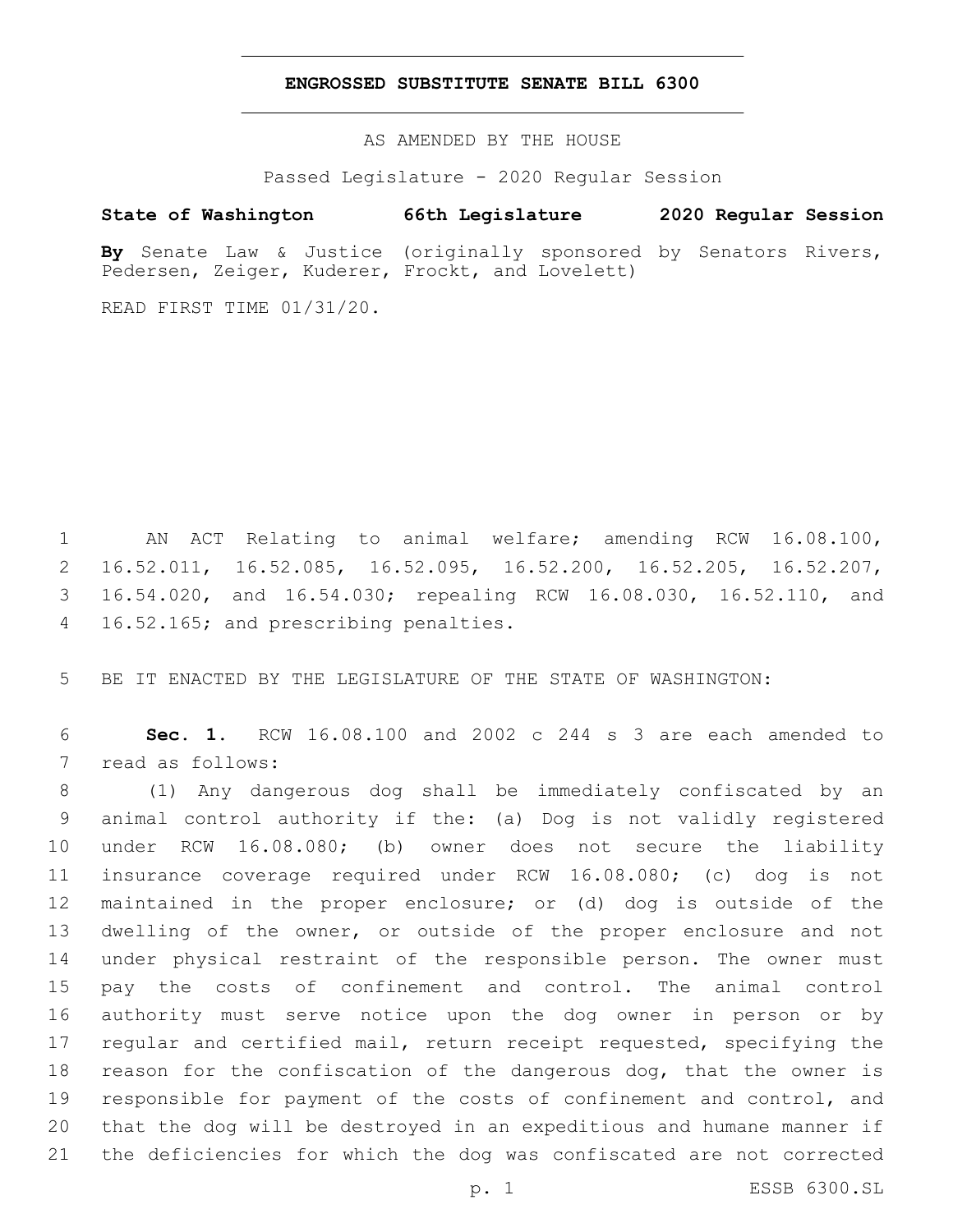**ENGROSSED SUBSTITUTE SENATE BILL 6300**

AS AMENDED BY THE HOUSE

Passed Legislature - 2020 Regular Session

**State of Washington 66th Legislature 2020 Regular Session**

**By** Senate Law & Justice (originally sponsored by Senators Rivers, Pedersen, Zeiger, Kuderer, Frockt, and Lovelett)

READ FIRST TIME 01/31/20.

AN ACT Relating to animal welfare; amending RCW 16.08.100, 16.52.011, 16.52.085, 16.52.095, 16.52.200, 16.52.205, 16.52.207, 16.54.020, and 16.54.030; repealing RCW 16.08.030, 16.52.110, and 16.52.165; and prescribing penalties.

BE IT ENACTED BY THE LEGISLATURE OF THE STATE OF WASHINGTON:

**Sec. 1.** RCW 16.08.100 and 2002 c 244 s 3 are each amended to read as follows:

(1) Any dangerous dog shall be immediately confiscated by an animal control authority if the: (a) Dog is not validly registered under RCW 16.08.080; (b) owner does not secure the liability insurance coverage required under RCW 16.08.080; (c) dog is not maintained in the proper enclosure; or (d) dog is outside of the dwelling of the owner, or outside of the proper enclosure and not under physical restraint of the responsible person. The owner must pay the costs of confinement and control. The animal control authority must serve notice upon the dog owner in person or by regular and certified mail, return receipt requested, specifying the reason for the confiscation of the dangerous dog, that the owner is responsible for payment of the costs of confinement and control, and that the dog will be destroyed in an expeditious and humane manner if the deficiencies for which the dog was confiscated are not corrected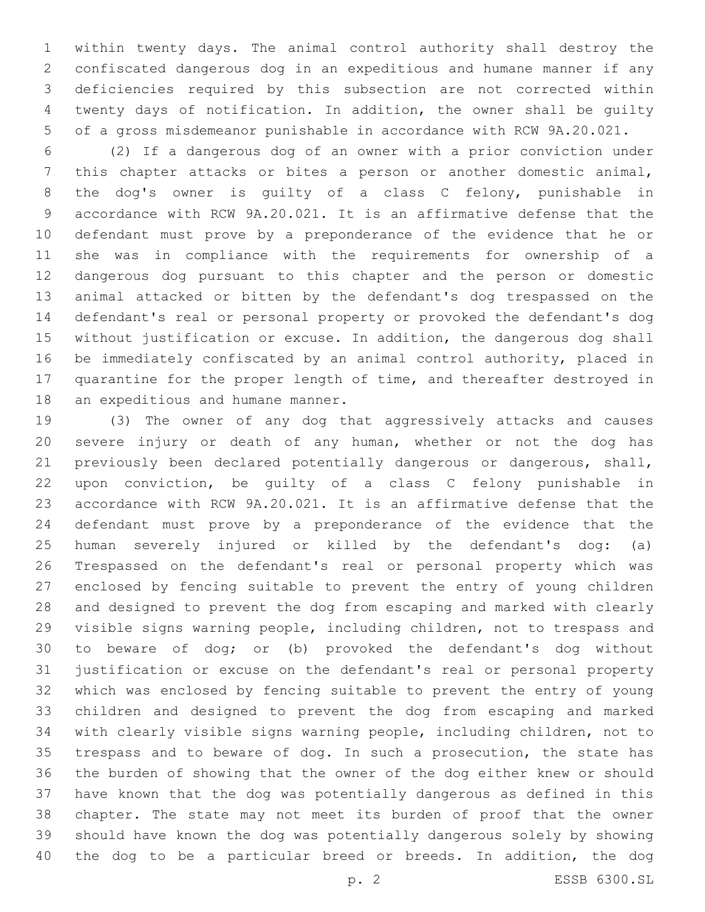within twenty days. The animal control authority shall destroy the confiscated dangerous dog in an expeditious and humane manner if any deficiencies required by this subsection are not corrected within twenty days of notification. In addition, the owner shall be guilty of a gross misdemeanor punishable in accordance with RCW 9A.20.021.

(2) If a dangerous dog of an owner with a prior conviction under this chapter attacks or bites a person or another domestic animal, the dog's owner is guilty of a class C felony, punishable in accordance with RCW 9A.20.021. It is an affirmative defense that the defendant must prove by a preponderance of the evidence that he or she was in compliance with the requirements for ownership of a dangerous dog pursuant to this chapter and the person or domestic animal attacked or bitten by the defendant's dog trespassed on the defendant's real or personal property or provoked the defendant's dog without justification or excuse. In addition, the dangerous dog shall be immediately confiscated by an animal control authority, placed in quarantine for the proper length of time, and thereafter destroyed in an expeditious and humane manner.

(3) The owner of any dog that aggressively attacks and causes severe injury or death of any human, whether or not the dog has previously been declared potentially dangerous or dangerous, shall, upon conviction, be guilty of a class C felony punishable in accordance with RCW 9A.20.021. It is an affirmative defense that the defendant must prove by a preponderance of the evidence that the human severely injured or killed by the defendant's dog: (a) Trespassed on the defendant's real or personal property which was enclosed by fencing suitable to prevent the entry of young children and designed to prevent the dog from escaping and marked with clearly visible signs warning people, including children, not to trespass and to beware of dog; or (b) provoked the defendant's dog without justification or excuse on the defendant's real or personal property which was enclosed by fencing suitable to prevent the entry of young children and designed to prevent the dog from escaping and marked with clearly visible signs warning people, including children, not to trespass and to beware of dog. In such a prosecution, the state has the burden of showing that the owner of the dog either knew or should have known that the dog was potentially dangerous as defined in this chapter. The state may not meet its burden of proof that the owner should have known the dog was potentially dangerous solely by showing the dog to be a particular breed or breeds. In addition, the dog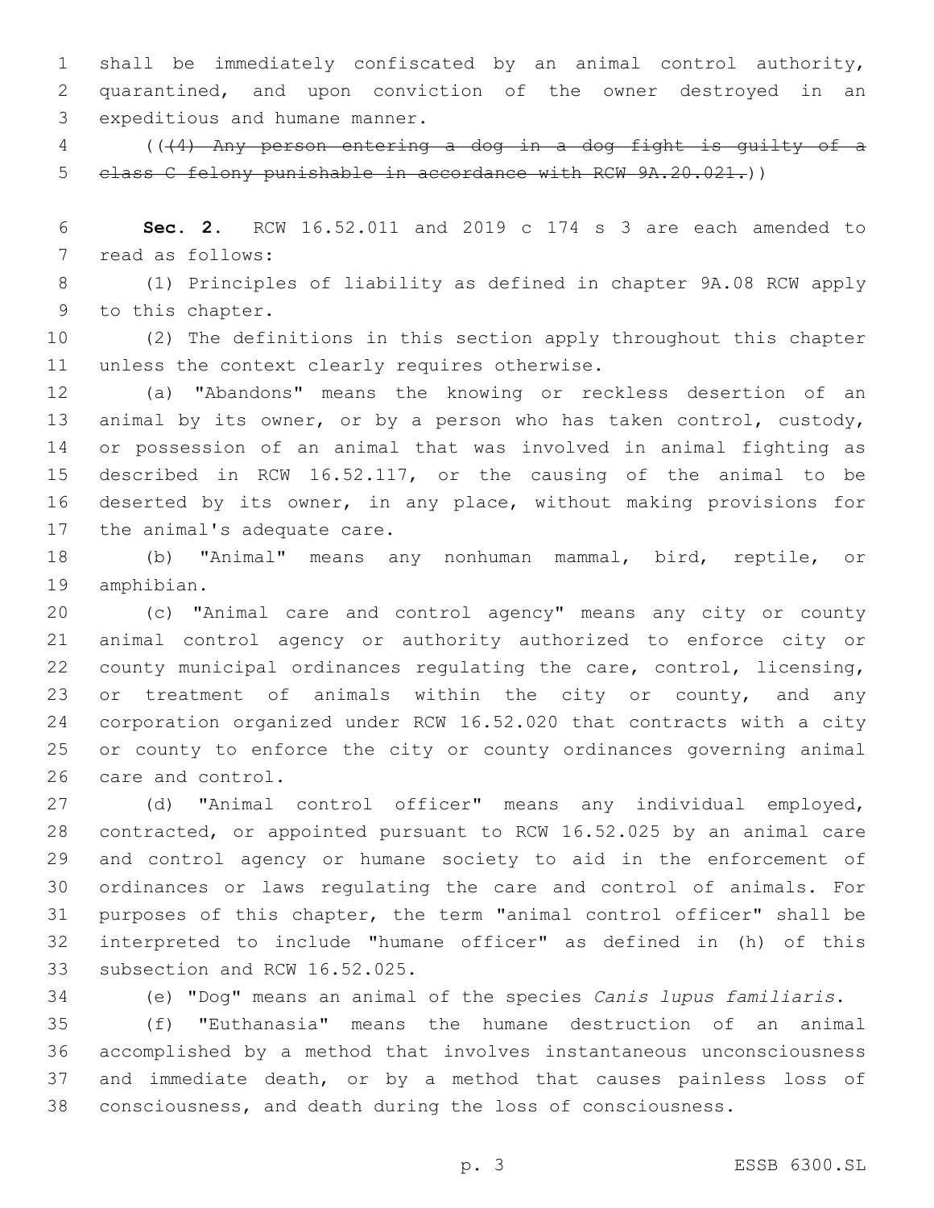shall be immediately confiscated by an animal control authority, quarantined, and upon conviction of the owner destroyed in an expeditious and humane manner.

(( ~~(4) Any person entering a dog in a dog fight is guilty of a class C felony punishable in accordance with RCW 9A.20.021.~~ ))

**Sec. 2.** RCW 16.52.011 and 2019 c 174 s 3 are each amended to read as follows:

(1) Principles of liability as defined in chapter 9A.08 RCW apply to this chapter.

(2) The definitions in this section apply throughout this chapter unless the context clearly requires otherwise.

(a) "Abandons" means the knowing or reckless desertion of an animal by its owner, or by a person who has taken control, custody, or possession of an animal that was involved in animal fighting as described in RCW 16.52.117, or the causing of the animal to be deserted by its owner, in any place, without making provisions for the animal's adequate care.

(b) "Animal" means any nonhuman mammal, bird, reptile, or amphibian.

(c) "Animal care and control agency" means any city or county animal control agency or authority authorized to enforce city or county municipal ordinances regulating the care, control, licensing, or treatment of animals within the city or county, and any corporation organized under RCW 16.52.020 that contracts with a city or county to enforce the city or county ordinances governing animal care and control.

(d) "Animal control officer" means any individual employed, contracted, or appointed pursuant to RCW 16.52.025 by an animal care and control agency or humane society to aid in the enforcement of ordinances or laws regulating the care and control of animals. For purposes of this chapter, the term "animal control officer" shall be interpreted to include "humane officer" as defined in (h) of this subsection and RCW 16.52.025.

(e) "Dog" means an animal of the species *Canis lupus familiaris*.

(f) "Euthanasia" means the humane destruction of an animal accomplished by a method that involves instantaneous unconsciousness and immediate death, or by a method that causes painless loss of consciousness, and death during the loss of consciousness.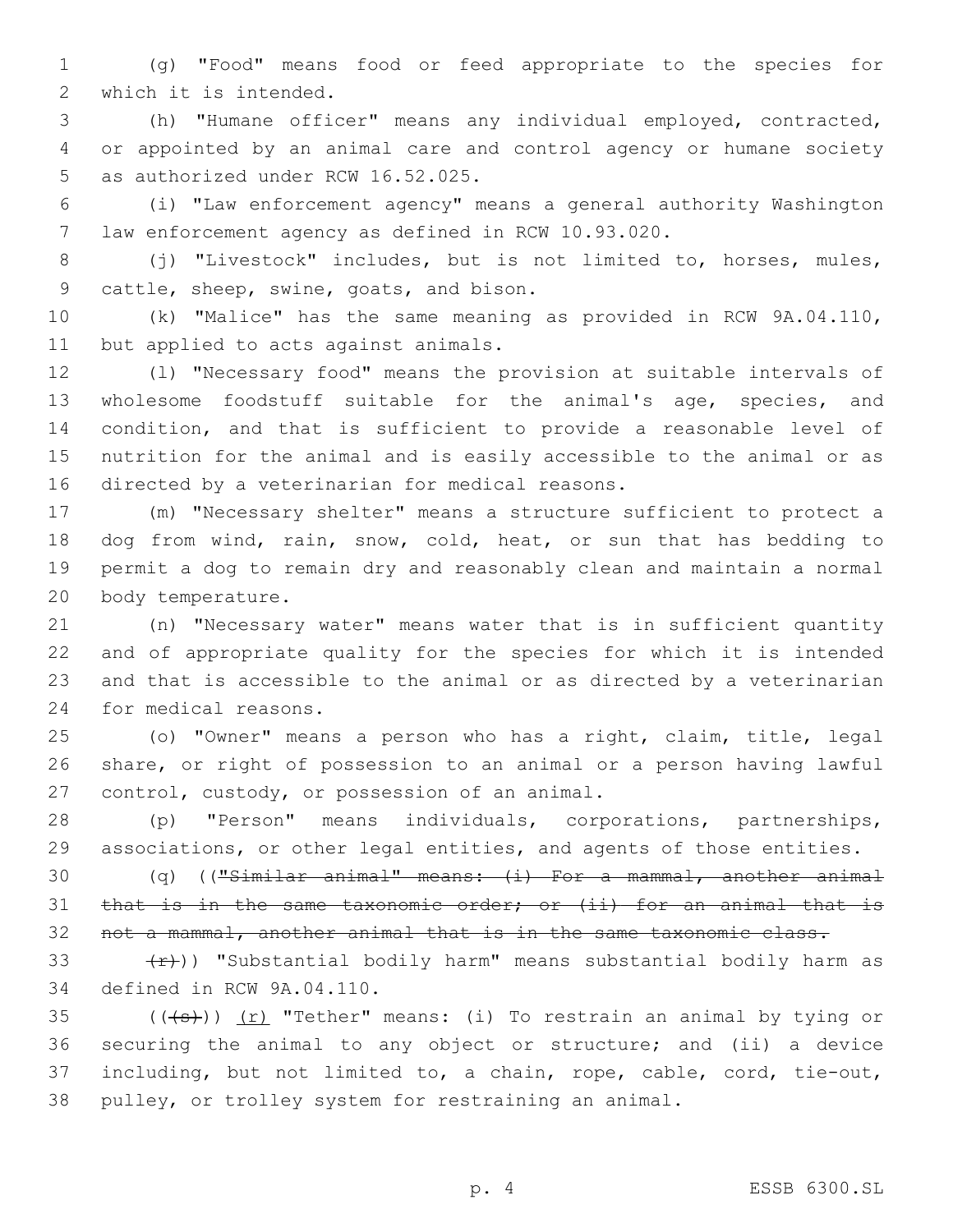(g) "Food" means food or feed appropriate to the species for which it is intended.

(h) "Humane officer" means any individual employed, contracted, or appointed by an animal care and control agency or humane society as authorized under RCW 16.52.025.

(i) "Law enforcement agency" means a general authority Washington law enforcement agency as defined in RCW 10.93.020.

(j) "Livestock" includes, but is not limited to, horses, mules, cattle, sheep, swine, goats, and bison.

(k) "Malice" has the same meaning as provided in RCW 9A.04.110, but applied to acts against animals.

(l) "Necessary food" means the provision at suitable intervals of wholesome foodstuff suitable for the animal's age, species, and condition, and that is sufficient to provide a reasonable level of nutrition for the animal and is easily accessible to the animal or as directed by a veterinarian for medical reasons.

(m) "Necessary shelter" means a structure sufficient to protect a dog from wind, rain, snow, cold, heat, or sun that has bedding to permit a dog to remain dry and reasonably clean and maintain a normal body temperature.

(n) "Necessary water" means water that is in sufficient quantity and of appropriate quality for the species for which it is intended and that is accessible to the animal or as directed by a veterinarian for medical reasons.

(o) "Owner" means a person who has a right, claim, title, legal share, or right of possession to an animal or a person having lawful control, custody, or possession of an animal.

(p) "Person" means individuals, corporations, partnerships, associations, or other legal entities, and agents of those entities.

(q) ((~~"Similar animal" means: (i) For a mammal, another animal that is in the same taxonomic order; or (ii) for an animal that is not a mammal, another animal that is in the same taxonomic class.~~

~~(r)~~)) "Substantial bodily harm" means substantial bodily harm as defined in RCW 9A.04.110.

((~~(s)~~)) <u>(r)</u> "Tether" means: (i) To restrain an animal by tying or securing the animal to any object or structure; and (ii) a device including, but not limited to, a chain, rope, cable, cord, tie-out, pulley, or trolley system for restraining an animal.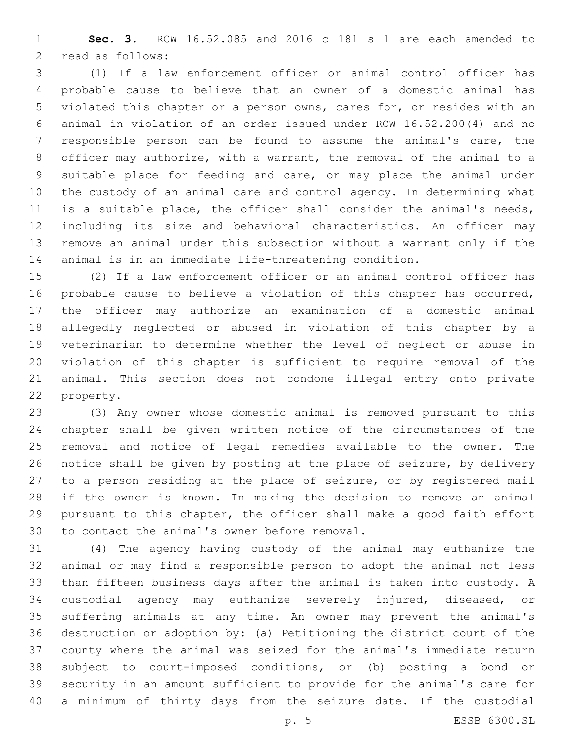**Sec. 3.** RCW 16.52.085 and 2016 c 181 s 1 are each amended to read as follows:

(1) If a law enforcement officer or animal control officer has probable cause to believe that an owner of a domestic animal has violated this chapter or a person owns, cares for, or resides with an animal in violation of an order issued under RCW 16.52.200(4) and no responsible person can be found to assume the animal's care, the officer may authorize, with a warrant, the removal of the animal to a suitable place for feeding and care, or may place the animal under the custody of an animal care and control agency. In determining what is a suitable place, the officer shall consider the animal's needs, including its size and behavioral characteristics. An officer may remove an animal under this subsection without a warrant only if the animal is in an immediate life-threatening condition.

(2) If a law enforcement officer or an animal control officer has probable cause to believe a violation of this chapter has occurred, the officer may authorize an examination of a domestic animal allegedly neglected or abused in violation of this chapter by a veterinarian to determine whether the level of neglect or abuse in violation of this chapter is sufficient to require removal of the animal. This section does not condone illegal entry onto private property.

(3) Any owner whose domestic animal is removed pursuant to this chapter shall be given written notice of the circumstances of the removal and notice of legal remedies available to the owner. The notice shall be given by posting at the place of seizure, by delivery to a person residing at the place of seizure, or by registered mail if the owner is known. In making the decision to remove an animal pursuant to this chapter, the officer shall make a good faith effort to contact the animal's owner before removal.

(4) The agency having custody of the animal may euthanize the animal or may find a responsible person to adopt the animal not less than fifteen business days after the animal is taken into custody. A custodial agency may euthanize severely injured, diseased, or suffering animals at any time. An owner may prevent the animal's destruction or adoption by: (a) Petitioning the district court of the county where the animal was seized for the animal's immediate return subject to court-imposed conditions, or (b) posting a bond or security in an amount sufficient to provide for the animal's care for a minimum of thirty days from the seizure date. If the custodial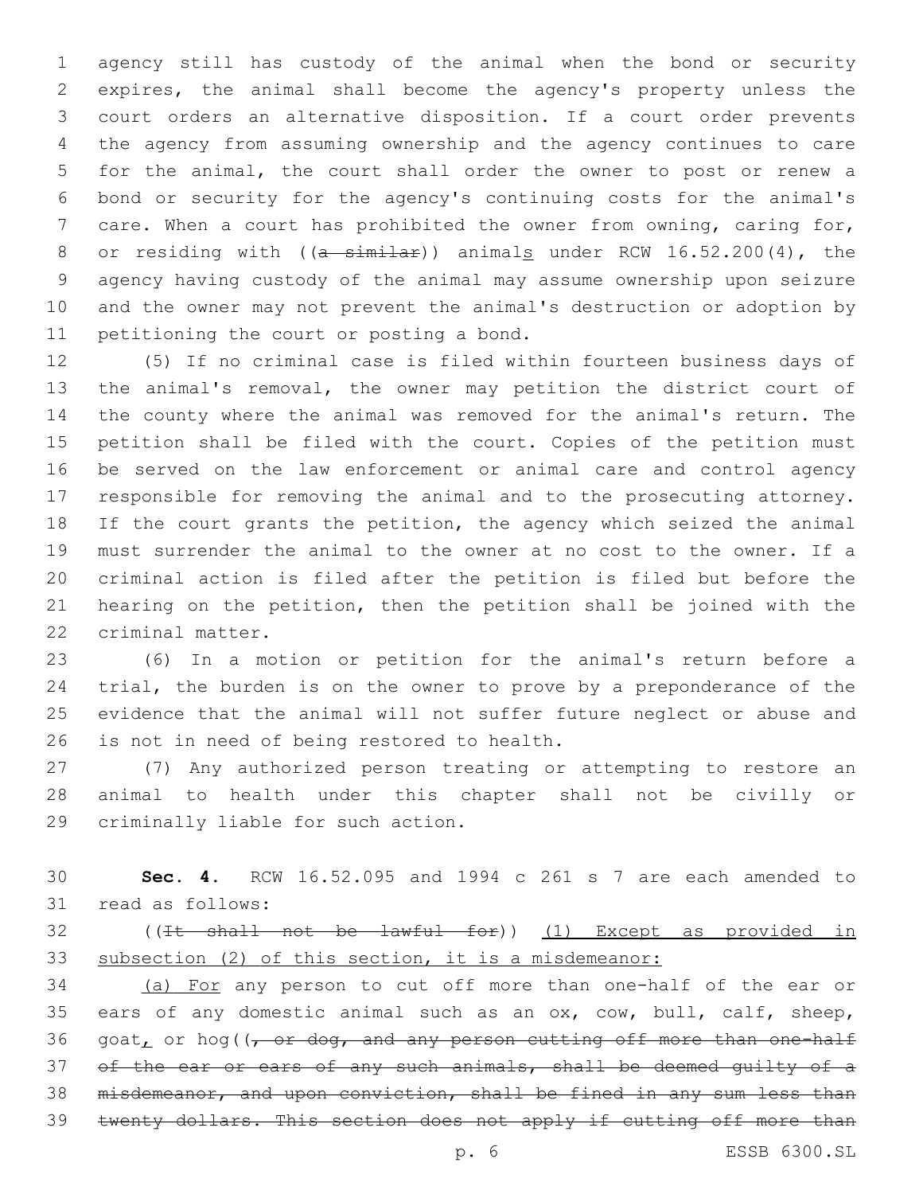agency still has custody of the animal when the bond or security expires, the animal shall become the agency's property unless the court orders an alternative disposition. If a court order prevents the agency from assuming ownership and the agency continues to care for the animal, the court shall order the owner to post or renew a bond or security for the agency's continuing costs for the animal's care. When a court has prohibited the owner from owning, caring for, or residing with ((~~a similar~~)) animal<u>s</u> under RCW 16.52.200(4), the agency having custody of the animal may assume ownership upon seizure and the owner may not prevent the animal's destruction or adoption by petitioning the court or posting a bond.

(5) If no criminal case is filed within fourteen business days of the animal's removal, the owner may petition the district court of the county where the animal was removed for the animal's return. The petition shall be filed with the court. Copies of the petition must be served on the law enforcement or animal care and control agency responsible for removing the animal and to the prosecuting attorney. If the court grants the petition, the agency which seized the animal must surrender the animal to the owner at no cost to the owner. If a criminal action is filed after the petition is filed but before the hearing on the petition, then the petition shall be joined with the criminal matter.

(6) In a motion or petition for the animal's return before a trial, the burden is on the owner to prove by a preponderance of the evidence that the animal will not suffer future neglect or abuse and is not in need of being restored to health.

(7) Any authorized person treating or attempting to restore an animal to health under this chapter shall not be civilly or criminally liable for such action.

**Sec. 4.** RCW 16.52.095 and 1994 c 261 s 7 are each amended to read as follows:

((~~It shall not be lawful for~~)) <u>(1) Except as provided in subsection (2) of this section, it is a misdemeanor:</u>

<u>(a) For</u> any person to cut off more than one-half of the ear or ears of any domestic animal such as an ox, cow, bull, calf, sheep, goat<u>,</u> or hog((~~, or dog, and any person cutting off more than one-half of the ear or ears of any such animals, shall be deemed guilty of a misdemeanor, and upon conviction, shall be fined in any sum less than twenty dollars. This section does not apply if cutting off more than~~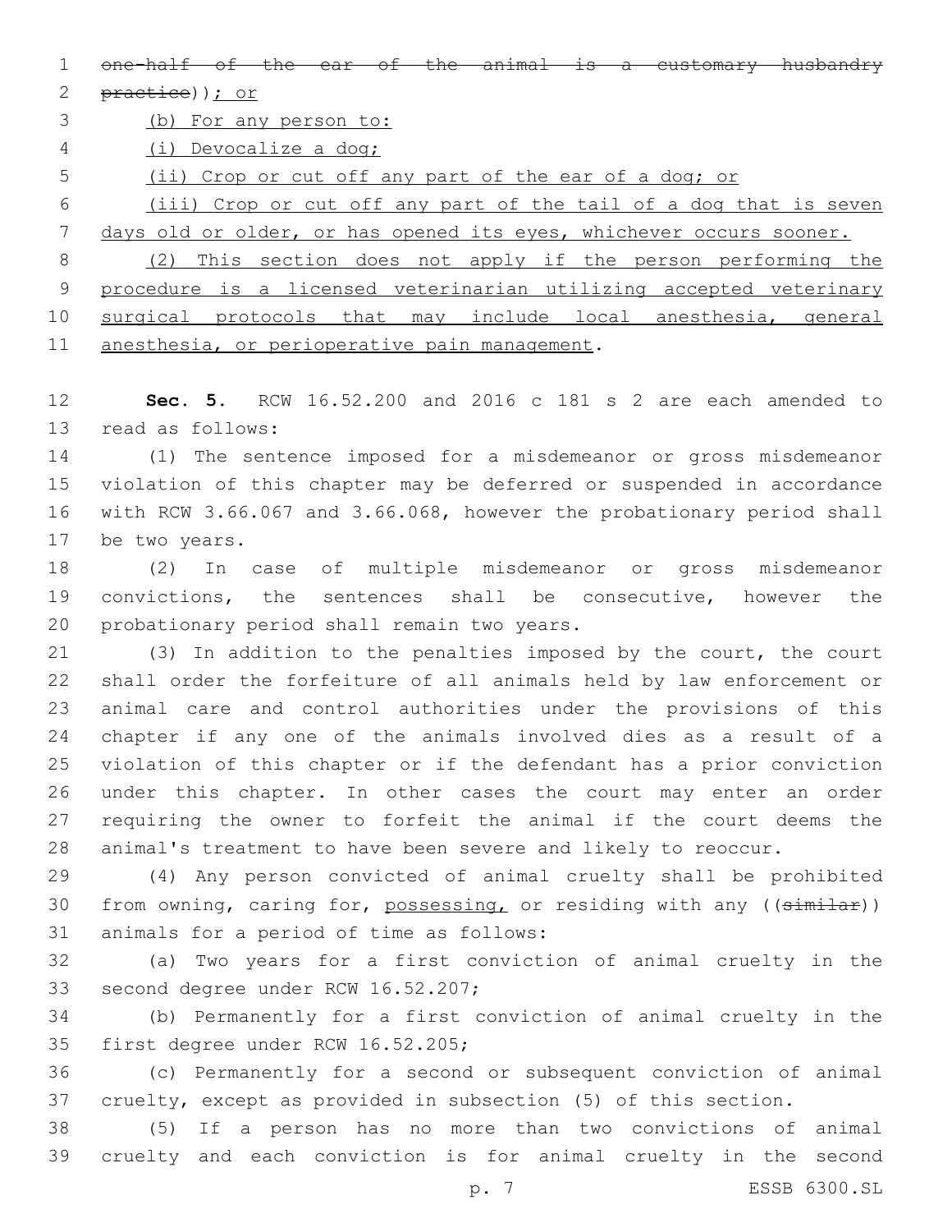~~one-half of the ear of the animal is a customary husbandry practice~~)); or

(b) For any person to:

(i) Devocalize a dog;

(ii) Crop or cut off any part of the ear of a dog; or

(iii) Crop or cut off any part of the tail of a dog that is seven days old or older, or has opened its eyes, whichever occurs sooner.

(2) This section does not apply if the person performing the procedure is a licensed veterinarian utilizing accepted veterinary surgical protocols that may include local anesthesia, general anesthesia, or perioperative pain management.

**Sec. 5.** RCW 16.52.200 and 2016 c 181 s 2 are each amended to read as follows:

(1) The sentence imposed for a misdemeanor or gross misdemeanor violation of this chapter may be deferred or suspended in accordance with RCW 3.66.067 and 3.66.068, however the probationary period shall be two years.

(2) In case of multiple misdemeanor or gross misdemeanor convictions, the sentences shall be consecutive, however the probationary period shall remain two years.

(3) In addition to the penalties imposed by the court, the court shall order the forfeiture of all animals held by law enforcement or animal care and control authorities under the provisions of this chapter if any one of the animals involved dies as a result of a violation of this chapter or if the defendant has a prior conviction under this chapter. In other cases the court may enter an order requiring the owner to forfeit the animal if the court deems the animal's treatment to have been severe and likely to reoccur.

(4) Any person convicted of animal cruelty shall be prohibited from owning, caring for, possessing, or residing with any ((~~similar~~)) animals for a period of time as follows:

(a) Two years for a first conviction of animal cruelty in the second degree under RCW 16.52.207;

(b) Permanently for a first conviction of animal cruelty in the first degree under RCW 16.52.205;

(c) Permanently for a second or subsequent conviction of animal cruelty, except as provided in subsection (5) of this section.

(5) If a person has no more than two convictions of animal cruelty and each conviction is for animal cruelty in the second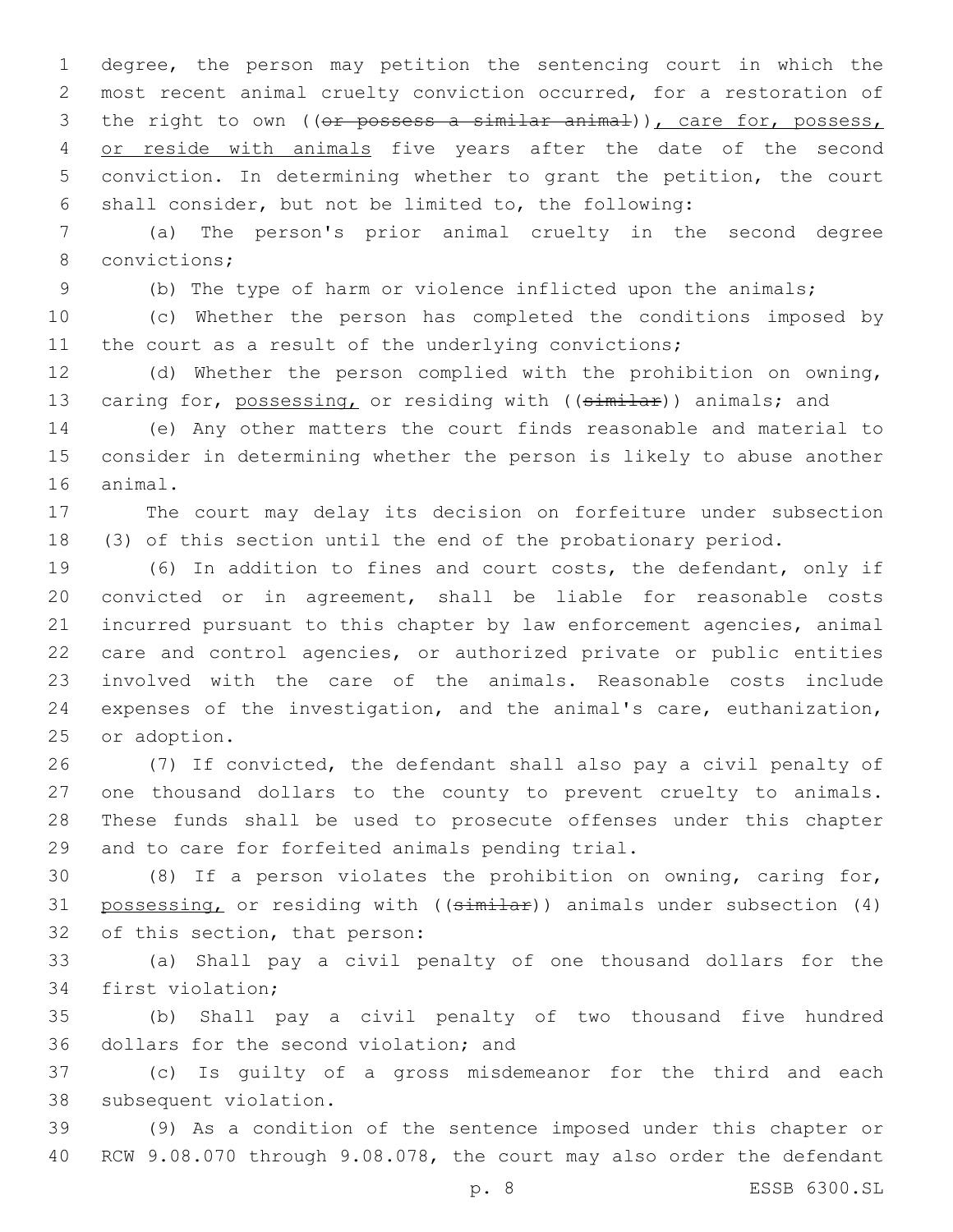degree, the person may petition the sentencing court in which the most recent animal cruelty conviction occurred, for a restoration of the right to own ((~~or possess a similar animal~~)), care for, possess, or reside with animals five years after the date of the second conviction. In determining whether to grant the petition, the court shall consider, but not be limited to, the following:

(a) The person's prior animal cruelty in the second degree convictions;

(b) The type of harm or violence inflicted upon the animals;

(c) Whether the person has completed the conditions imposed by the court as a result of the underlying convictions;

(d) Whether the person complied with the prohibition on owning, caring for, possessing, or residing with ((~~similar~~)) animals; and

(e) Any other matters the court finds reasonable and material to consider in determining whether the person is likely to abuse another animal.

The court may delay its decision on forfeiture under subsection (3) of this section until the end of the probationary period.

(6) In addition to fines and court costs, the defendant, only if convicted or in agreement, shall be liable for reasonable costs incurred pursuant to this chapter by law enforcement agencies, animal care and control agencies, or authorized private or public entities involved with the care of the animals. Reasonable costs include expenses of the investigation, and the animal's care, euthanization, or adoption.

(7) If convicted, the defendant shall also pay a civil penalty of one thousand dollars to the county to prevent cruelty to animals. These funds shall be used to prosecute offenses under this chapter and to care for forfeited animals pending trial.

(8) If a person violates the prohibition on owning, caring for, possessing, or residing with ((~~similar~~)) animals under subsection (4) of this section, that person:

(a) Shall pay a civil penalty of one thousand dollars for the first violation;

(b) Shall pay a civil penalty of two thousand five hundred dollars for the second violation; and

(c) Is guilty of a gross misdemeanor for the third and each subsequent violation.

(9) As a condition of the sentence imposed under this chapter or RCW 9.08.070 through 9.08.078, the court may also order the defendant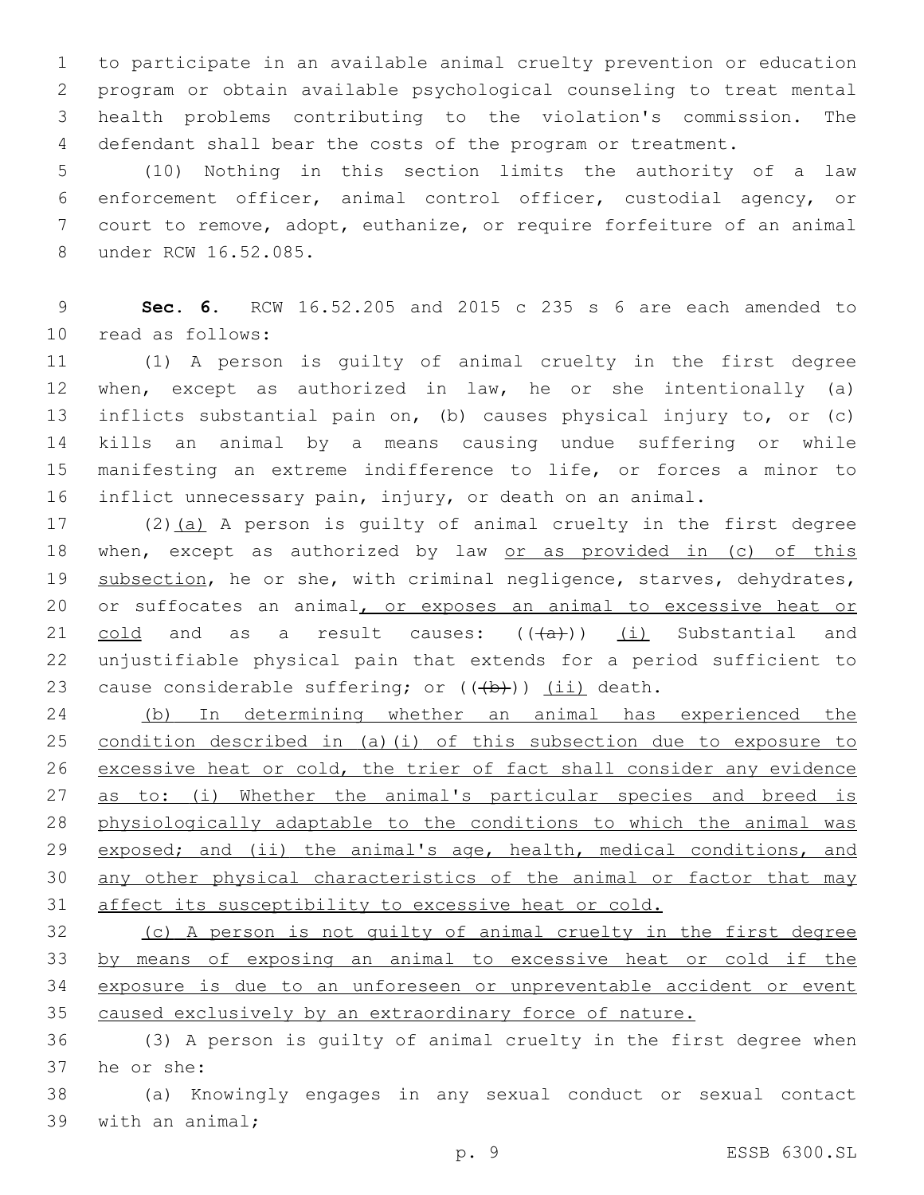to participate in an available animal cruelty prevention or education program or obtain available psychological counseling to treat mental health problems contributing to the violation's commission. The defendant shall bear the costs of the program or treatment.

(10) Nothing in this section limits the authority of a law enforcement officer, animal control officer, custodial agency, or court to remove, adopt, euthanize, or require forfeiture of an animal under RCW 16.52.085.

**Sec. 6.** RCW 16.52.205 and 2015 c 235 s 6 are each amended to read as follows:

(1) A person is guilty of animal cruelty in the first degree when, except as authorized in law, he or she intentionally (a) inflicts substantial pain on, (b) causes physical injury to, or (c) kills an animal by a means causing undue suffering or while manifesting an extreme indifference to life, or forces a minor to inflict unnecessary pain, injury, or death on an animal.

(2)<u>(a)</u> A person is guilty of animal cruelty in the first degree when, except as authorized by law <u>or as provided in (c) of this subsection</u>, he or she, with criminal negligence, starves, dehydrates, or suffocates an animal<u>, or exposes an animal to excessive heat or cold</u> and as a result causes: ((~~(a)~~)) <u>(i)</u> Substantial and unjustifiable physical pain that extends for a period sufficient to cause considerable suffering; or ((~~(b)~~)) <u>(ii)</u> death.

<u>(b) In determining whether an animal has experienced the condition described in (a)(i) of this subsection due to exposure to excessive heat or cold, the trier of fact shall consider any evidence as to: (i) Whether the animal's particular species and breed is physiologically adaptable to the conditions to which the animal was exposed; and (ii) the animal's age, health, medical conditions, and any other physical characteristics of the animal or factor that may affect its susceptibility to excessive heat or cold.</u>

<u>(c) A person is not guilty of animal cruelty in the first degree by means of exposing an animal to excessive heat or cold if the exposure is due to an unforeseen or unpreventable accident or event caused exclusively by an extraordinary force of nature.</u>

(3) A person is guilty of animal cruelty in the first degree when he or she:

(a) Knowingly engages in any sexual conduct or sexual contact with an animal;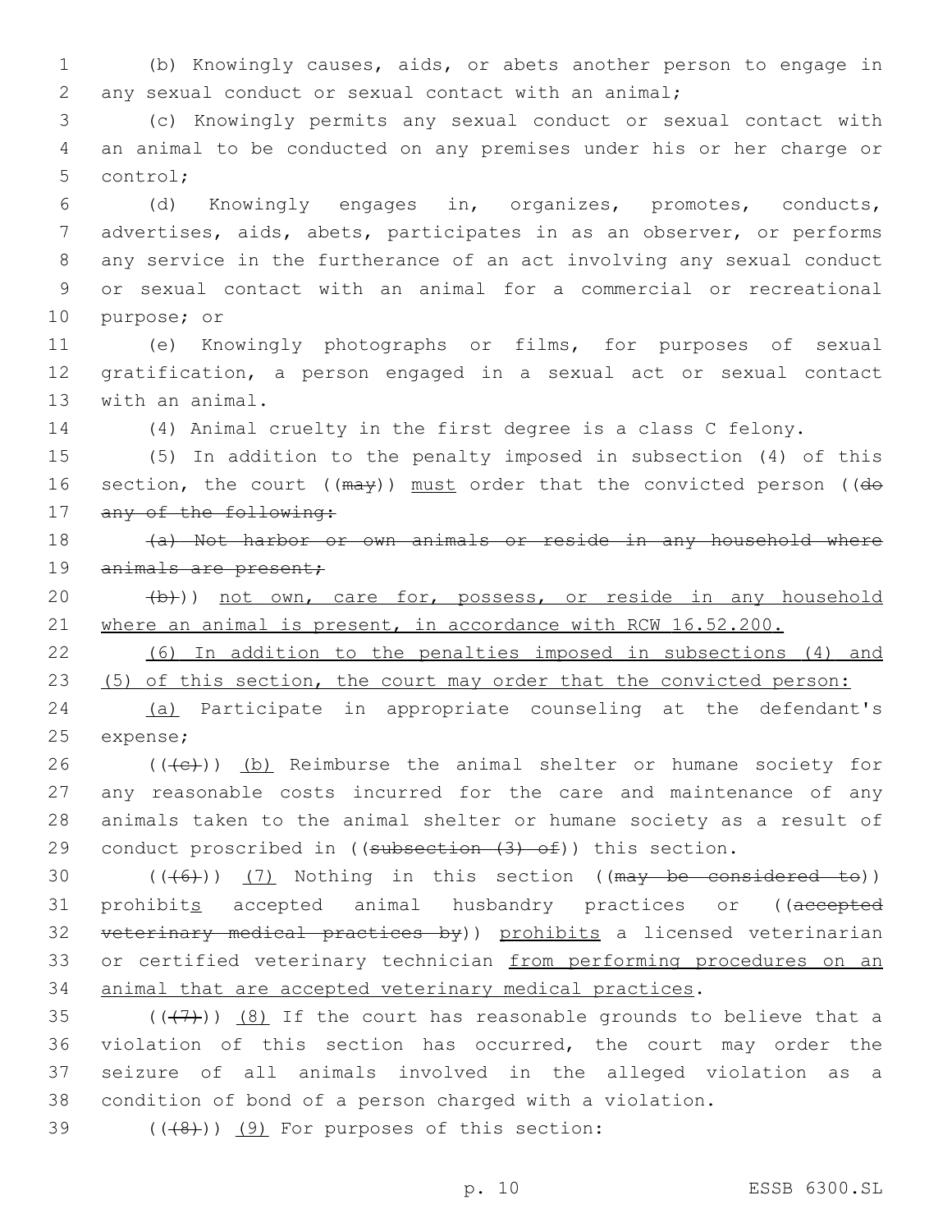(b) Knowingly causes, aids, or abets another person to engage in any sexual conduct or sexual contact with an animal;

(c) Knowingly permits any sexual conduct or sexual contact with an animal to be conducted on any premises under his or her charge or control;

(d) Knowingly engages in, organizes, promotes, conducts, advertises, aids, abets, participates in as an observer, or performs any service in the furtherance of an act involving any sexual conduct or sexual contact with an animal for a commercial or recreational purpose; or

(e) Knowingly photographs or films, for purposes of sexual gratification, a person engaged in a sexual act or sexual contact with an animal.

(4) Animal cruelty in the first degree is a class C felony.

(5) In addition to the penalty imposed in subsection (4) of this section, the court ((~~may~~)) <u>must</u> order that the convicted person ((~~do any of the following:~~

~~(a) Not harbor or own animals or reside in any household where animals are present;~~

~~(b)~~)) <u>not own, care for, possess, or reside in any household where an animal is present, in accordance with RCW 16.52.200.</u>

<u>(6) In addition to the penalties imposed in subsections (4) and (5) of this section, the court may order that the convicted person:</u>

<u>(a)</u> Participate in appropriate counseling at the defendant's expense;

((~~(c)~~)) <u>(b)</u> Reimburse the animal shelter or humane society for any reasonable costs incurred for the care and maintenance of any animals taken to the animal shelter or humane society as a result of conduct proscribed in ((~~subsection (3) of~~)) this section.

((~~(6)~~)) <u>(7)</u> Nothing in this section ((~~may be considered to~~)) prohibit<u>s</u> accepted animal husbandry practices or ((~~accepted veterinary medical practices by~~)) <u>prohibits</u> a licensed veterinarian or certified veterinary technician <u>from performing procedures on an animal that are accepted veterinary medical practices</u>.

((~~(7)~~)) <u>(8)</u> If the court has reasonable grounds to believe that a violation of this section has occurred, the court may order the seizure of all animals involved in the alleged violation as a condition of bond of a person charged with a violation.

((~~(8)~~)) <u>(9)</u> For purposes of this section: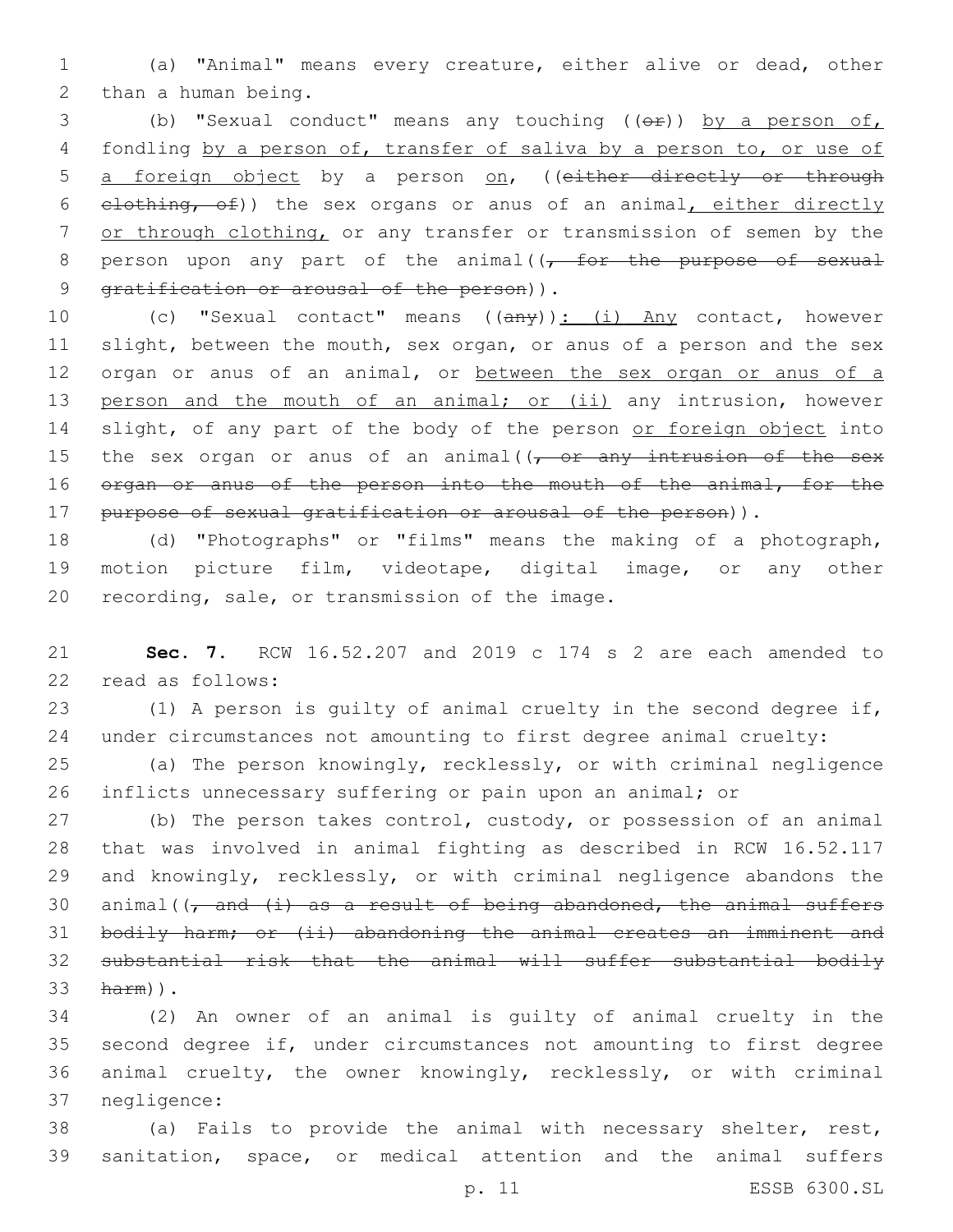(a) "Animal" means every creature, either alive or dead, other than a human being.

(b) "Sexual conduct" means any touching ((~~or~~)) <u>by a person of,</u> fondling <u>by a person of, transfer of saliva by a person to, or use of a foreign object</u> by a person <u>on</u>, ((~~either directly or through clothing, of~~)) the sex organs or anus of an animal<u>, either directly or through clothing,</u> or any transfer or transmission of semen by the person upon any part of the animal((~~, for the purpose of sexual gratification or arousal of the person~~)).

(c) "Sexual contact" means ((~~any~~))<u>: (i) Any</u> contact, however slight, between the mouth, sex organ, or anus of a person and the sex organ or anus of an animal, or <u>between the sex organ or anus of a person and the mouth of an animal; or (ii)</u> any intrusion, however slight, of any part of the body of the person <u>or foreign object</u> into the sex organ or anus of an animal((~~, or any intrusion of the sex organ or anus of the person into the mouth of the animal, for the purpose of sexual gratification or arousal of the person~~)).

(d) "Photographs" or "films" means the making of a photograph, motion picture film, videotape, digital image, or any other recording, sale, or transmission of the image.

**Sec. 7.** RCW 16.52.207 and 2019 c 174 s 2 are each amended to read as follows:

(1) A person is guilty of animal cruelty in the second degree if, under circumstances not amounting to first degree animal cruelty:

(a) The person knowingly, recklessly, or with criminal negligence inflicts unnecessary suffering or pain upon an animal; or

(b) The person takes control, custody, or possession of an animal that was involved in animal fighting as described in RCW 16.52.117 and knowingly, recklessly, or with criminal negligence abandons the animal((~~, and (i) as a result of being abandoned, the animal suffers bodily harm; or (ii) abandoning the animal creates an imminent and substantial risk that the animal will suffer substantial bodily harm~~)).

(2) An owner of an animal is guilty of animal cruelty in the second degree if, under circumstances not amounting to first degree animal cruelty, the owner knowingly, recklessly, or with criminal negligence:

(a) Fails to provide the animal with necessary shelter, rest, sanitation, space, or medical attention and the animal suffers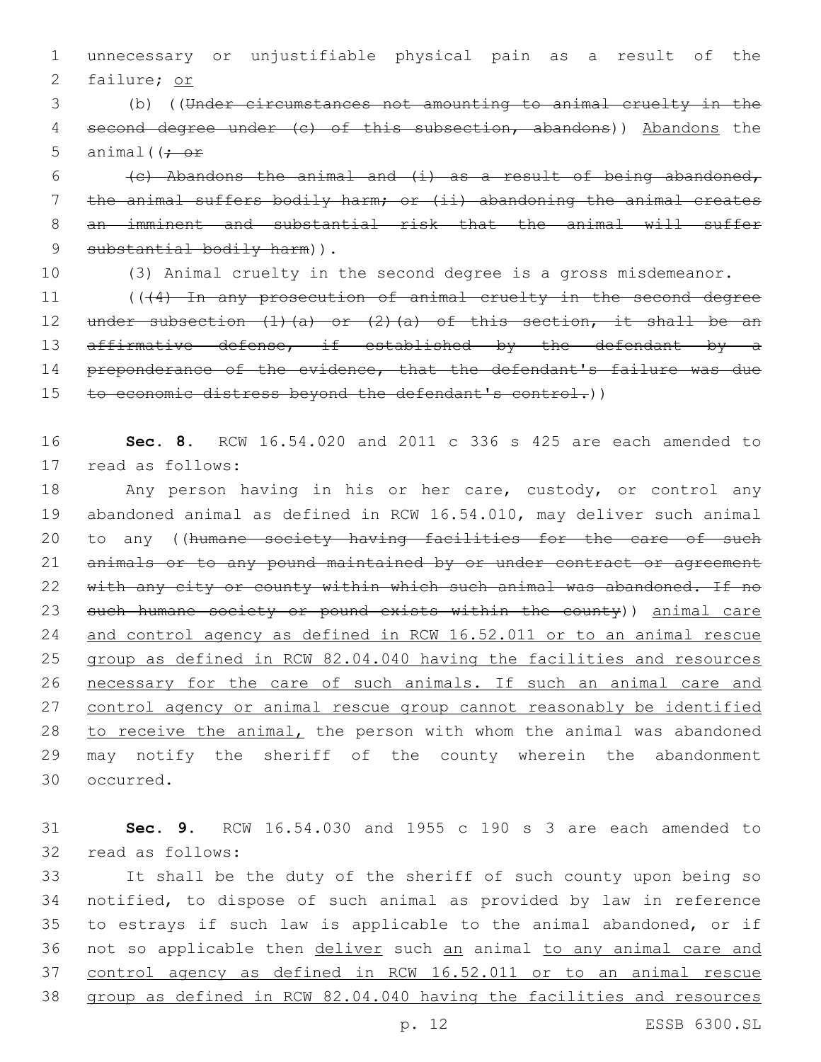unnecessary or unjustifiable physical pain as a result of the failure; or

(b) ((~~Under circumstances not amounting to animal cruelty in the second degree under (c) of this subsection, abandons~~)) Abandons the animal((~~; or~~

~~(c) Abandons the animal and (i) as a result of being abandoned, the animal suffers bodily harm; or (ii) abandoning the animal creates an imminent and substantial risk that the animal will suffer substantial bodily harm~~)).

(3) Animal cruelty in the second degree is a gross misdemeanor.

((~~(4) In any prosecution of animal cruelty in the second degree under subsection (1)(a) or (2)(a) of this section, it shall be an affirmative defense, if established by the defendant by a preponderance of the evidence, that the defendant's failure was due to economic distress beyond the defendant's control.~~))

**Sec. 8.** RCW 16.54.020 and 2011 c 336 s 425 are each amended to read as follows:

Any person having in his or her care, custody, or control any abandoned animal as defined in RCW 16.54.010, may deliver such animal to any ((~~humane society having facilities for the care of such animals or to any pound maintained by or under contract or agreement with any city or county within which such animal was abandoned. If no such humane society or pound exists within the county~~)) <u>animal care and control agency as defined in RCW 16.52.011 or to an animal rescue group as defined in RCW 82.04.040 having the facilities and resources necessary for the care of such animals. If such an animal care and control agency or animal rescue group cannot reasonably be identified to receive the animal,</u> the person with whom the animal was abandoned may notify the sheriff of the county wherein the abandonment occurred.

**Sec. 9.** RCW 16.54.030 and 1955 c 190 s 3 are each amended to read as follows:

It shall be the duty of the sheriff of such county upon being so notified, to dispose of such animal as provided by law in reference to estrays if such law is applicable to the animal abandoned, or if not so applicable then <u>deliver</u> such <u>an</u> animal <u>to any animal care and control agency as defined in RCW 16.52.011 or to an animal rescue group as defined in RCW 82.04.040 having the facilities and resources</u>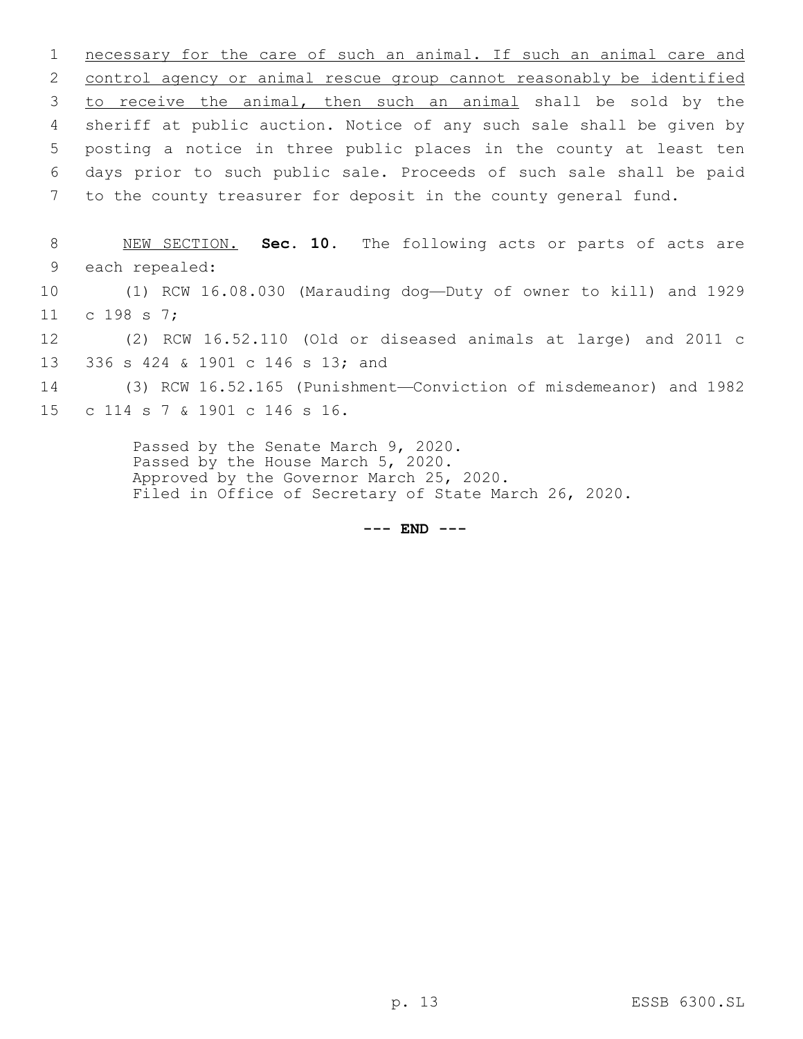<u>necessary for the care of such an animal. If such an animal care and control agency or animal rescue group cannot reasonably be identified to receive the animal, then such an animal</u> shall be sold by the sheriff at public auction. Notice of any such sale shall be given by posting a notice in three public places in the county at least ten days prior to such public sale. Proceeds of such sale shall be paid to the county treasurer for deposit in the county general fund.

<u>NEW SECTION.</u> **Sec. 10.** The following acts or parts of acts are each repealed:

(1) RCW 16.08.030 (Marauding dog—Duty of owner to kill) and 1929 c 198 s 7;

(2) RCW 16.52.110 (Old or diseased animals at large) and 2011 c 336 s 424 & 1901 c 146 s 13; and

(3) RCW 16.52.165 (Punishment—Conviction of misdemeanor) and 1982 c 114 s 7 & 1901 c 146 s 16.

Passed by the Senate March 9, 2020.
Passed by the House March 5, 2020.
Approved by the Governor March 25, 2020.
Filed in Office of Secretary of State March 26, 2020.

**--- END ---**